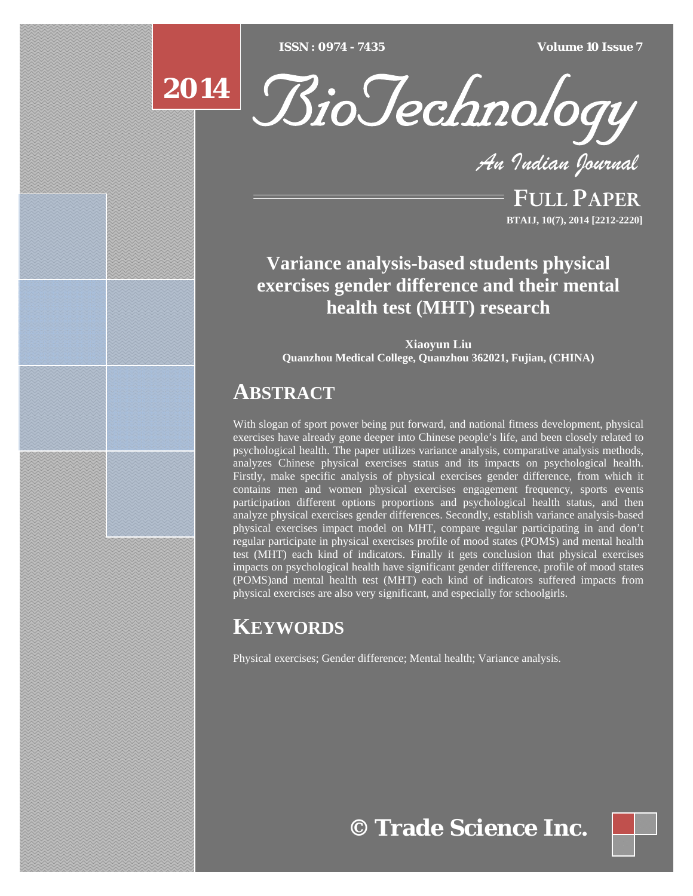# Variance analysis-based students physical exercises gender difference and their mental health test (MHT) research

**Xiaoyun Liu**
**Quanzhou Medical College, Quanzhou 362021, Fujian, (CHINA)**

## ABSTRACT

With slogan of sport power being put forward, and national fitness development, physical exercises have already gone deeper into Chinese people's life, and been closely related to psychological health. The paper utilizes variance analysis, comparative analysis methods, analyzes Chinese physical exercises status and its impacts on psychological health. Firstly, make specific analysis of physical exercises gender difference, from which it contains men and women physical exercises engagement frequency, sports events participation different options proportions and psychological health status, and then analyze physical exercises gender differences. Secondly, establish variance analysis-based physical exercises impact model on MHT, compare regular participating in and don't regular participate in physical exercises profile of mood states (POMS) and mental health test (MHT) each kind of indicators. Finally it gets conclusion that physical exercises impacts on psychological health have significant gender difference, profile of mood states (POMS)and mental health test (MHT) each kind of indicators suffered impacts from physical exercises are also very significant, and especially for schoolgirls.

## KEYWORDS

Physical exercises; Gender difference; Mental health; Variance analysis.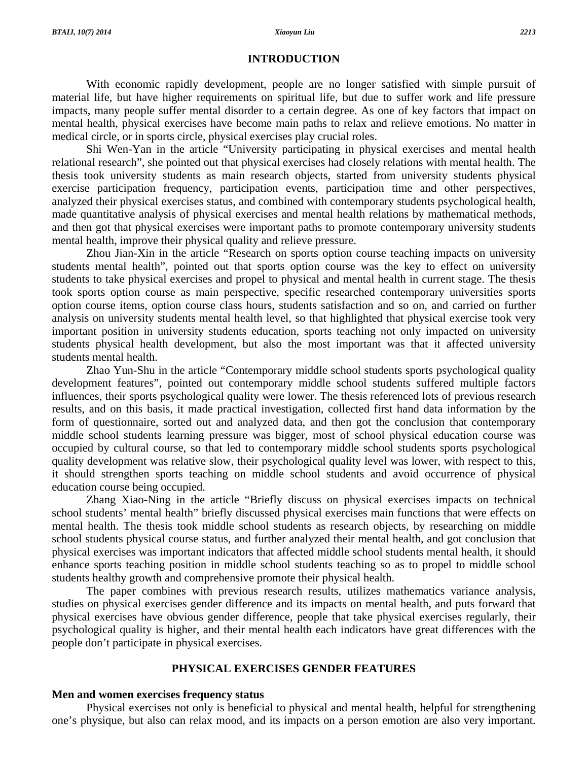## INTRODUCTION

With economic rapidly development, people are no longer satisfied with simple pursuit of material life, but have higher requirements on spiritual life, but due to suffer work and life pressure impacts, many people suffer mental disorder to a certain degree. As one of key factors that impact on mental health, physical exercises have become main paths to relax and relieve emotions. No matter in medical circle, or in sports circle, physical exercises play crucial roles.

Shi Wen-Yan in the article "University participating in physical exercises and mental health relational research", she pointed out that physical exercises had closely relations with mental health. The thesis took university students as main research objects, started from university students physical exercise participation frequency, participation events, participation time and other perspectives, analyzed their physical exercises status, and combined with contemporary students psychological health, made quantitative analysis of physical exercises and mental health relations by mathematical methods, and then got that physical exercises were important paths to promote contemporary university students mental health, improve their physical quality and relieve pressure.

Zhou Jian-Xin in the article "Research on sports option course teaching impacts on university students mental health", pointed out that sports option course was the key to effect on university students to take physical exercises and propel to physical and mental health in current stage. The thesis took sports option course as main perspective, specific researched contemporary universities sports option course items, option course class hours, students satisfaction and so on, and carried on further analysis on university students mental health level, so that highlighted that physical exercise took very important position in university students education, sports teaching not only impacted on university students physical health development, but also the most important was that it affected university students mental health.

Zhao Yun-Shu in the article "Contemporary middle school students sports psychological quality development features", pointed out contemporary middle school students suffered multiple factors influences, their sports psychological quality were lower. The thesis referenced lots of previous research results, and on this basis, it made practical investigation, collected first hand data information by the form of questionnaire, sorted out and analyzed data, and then got the conclusion that contemporary middle school students learning pressure was bigger, most of school physical education course was occupied by cultural course, so that led to contemporary middle school students sports psychological quality development was relative slow, their psychological quality level was lower, with respect to this, it should strengthen sports teaching on middle school students and avoid occurrence of physical education course being occupied.

Zhang Xiao-Ning in the article "Briefly discuss on physical exercises impacts on technical school students' mental health" briefly discussed physical exercises main functions that were effects on mental health. The thesis took middle school students as research objects, by researching on middle school students physical course status, and further analyzed their mental health, and got conclusion that physical exercises was important indicators that affected middle school students mental health, it should enhance sports teaching position in middle school students teaching so as to propel to middle school students healthy growth and comprehensive promote their physical health.

The paper combines with previous research results, utilizes mathematics variance analysis, studies on physical exercises gender difference and its impacts on mental health, and puts forward that physical exercises have obvious gender difference, people that take physical exercises regularly, their psychological quality is higher, and their mental health each indicators have great differences with the people don't participate in physical exercises.

## PHYSICAL EXERCISES GENDER FEATURES

### Men and women exercises frequency status

Physical exercises not only is beneficial to physical and mental health, helpful for strengthening one's physique, but also can relax mood, and its impacts on a person emotion are also very important.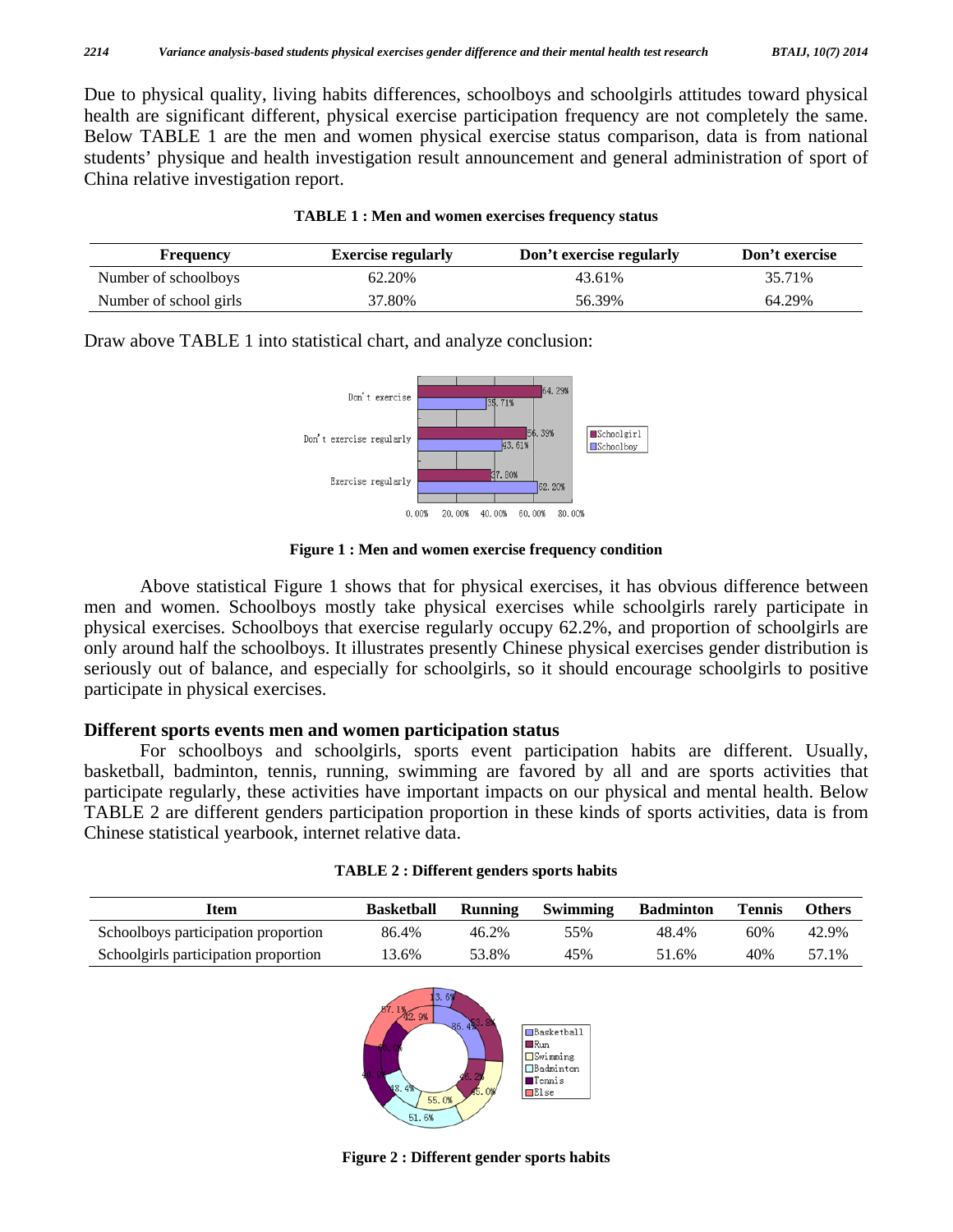Due to physical quality, living habits differences, schoolboys and schoolgirls attitudes toward physical health are significant different, physical exercise participation frequency are not completely the same. Below TABLE 1 are the men and women physical exercise status comparison, data is from national students' physique and health investigation result announcement and general administration of sport of China relative investigation report.

**TABLE 1 : Men and women exercises frequency status**

| Frequency | Exercise regularly | Don't exercise regularly | Don't exercise |
|---|---|---|---|
| Number of schoolboys | 62.20% | 43.61% | 35.71% |
| Number of school girls | 37.80% | 56.39% | 64.29% |

Draw above TABLE 1 into statistical chart, and analyze conclusion:

**Figure 1 : Men and women exercise frequency condition**

Above statistical Figure 1 shows that for physical exercises, it has obvious difference between men and women. Schoolboys mostly take physical exercises while schoolgirls rarely participate in physical exercises. Schoolboys that exercise regularly occupy 62.2%, and proportion of schoolgirls are only around half the schoolboys. It illustrates presently Chinese physical exercises gender distribution is seriously out of balance, and especially for schoolgirls, so it should encourage schoolgirls to positive participate in physical exercises.

## Different sports events men and women participation status

For schoolboys and schoolgirls, sports event participation habits are different. Usually, basketball, badminton, tennis, running, swimming are favored by all and are sports activities that participate regularly, these activities have important impacts on our physical and mental health. Below TABLE 2 are different genders participation proportion in these kinds of sports activities, data is from Chinese statistical yearbook, internet relative data.

**TABLE 2 : Different genders sports habits**

| Item | Basketball | Running | Swimming | Badminton | Tennis | Others |
|---|---|---|---|---|---|---|
| Schoolboys participation proportion | 86.4% | 46.2% | 55% | 48.4% | 60% | 42.9% |
| Schoolgirls participation proportion | 13.6% | 53.8% | 45% | 51.6% | 40% | 57.1% |

**Figure 2 : Different gender sports habits**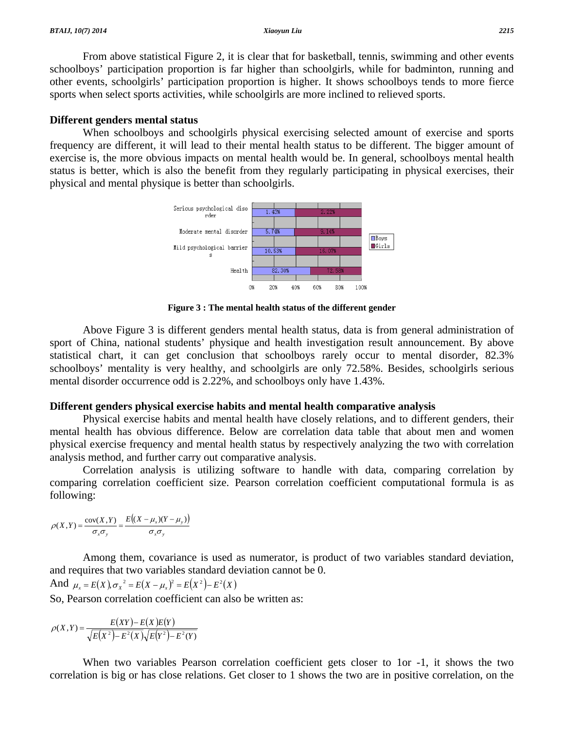From above statistical Figure 2, it is clear that for basketball, tennis, swimming and other events schoolboys' participation proportion is far higher than schoolgirls, while for badminton, running and other events, schoolgirls' participation proportion is higher. It shows schoolboys tends to more fierce sports when select sports activities, while schoolgirls are more inclined to relieved sports.

### Different genders mental status

When schoolboys and schoolgirls physical exercising selected amount of exercise and sports frequency are different, it will lead to their mental health status to be different. The bigger amount of exercise is, the more obvious impacts on mental health would be. In general, schoolboys mental health status is better, which is also the benefit from they regularly participating in physical exercises, their physical and mental physique is better than schoolgirls.

| | Boys | Girls |
|---|---|---|
| Serious psychological disorder | 1.43% | 2.22% |
| Moderate mental disorder | 5.74% | 9.14% |
| Mild psychological barriers | 10.53% | 16.07% |
| Health | 82.30% | 72.58% |

**Figure 3 : The mental health status of the different gender**

Above Figure 3 is different genders mental health status, data is from general administration of sport of China, national students' physique and health investigation result announcement. By above statistical chart, it can get conclusion that schoolboys rarely occur to mental disorder, 82.3% schoolboys' mentality is very healthy, and schoolgirls are only 72.58%. Besides, schoolgirls serious mental disorder occurrence odd is 2.22%, and schoolboys only have 1.43%.

### Different genders physical exercise habits and mental health comparative analysis

Physical exercise habits and mental health have closely relations, and to different genders, their mental health has obvious difference. Below are correlation data table that about men and women physical exercise frequency and mental health status by respectively analyzing the two with correlation analysis method, and further carry out comparative analysis.

Correlation analysis is utilizing software to handle with data, comparing correlation by comparing correlation coefficient size. Pearson correlation coefficient computational formula is as following:

$$\rho(X,Y) = \frac{\operatorname{cov}(X,Y)}{\sigma_x \sigma_y} = \frac{E\big((X-\mu_x)(Y-\mu_y)\big)}{\sigma_x \sigma_y}$$

Among them, covariance is used as numerator, is product of two variables standard deviation, and requires that two variables standard deviation cannot be 0.

And $\mu_x = E(X), \sigma_X{}^2 = E(X-\mu_x)^2 = E(X^2) - E^2(X)$

So, Pearson correlation coefficient can also be written as:

$$\rho(X,Y) = \frac{E(XY) - E(X)E(Y)}{\sqrt{E(X^2) - E^2(X)}\sqrt{E(Y^2) - E^2(Y)}}$$

When two variables Pearson correlation coefficient gets closer to 1or -1, it shows the two correlation is big or has close relations. Get closer to 1 shows the two are in positive correlation, on the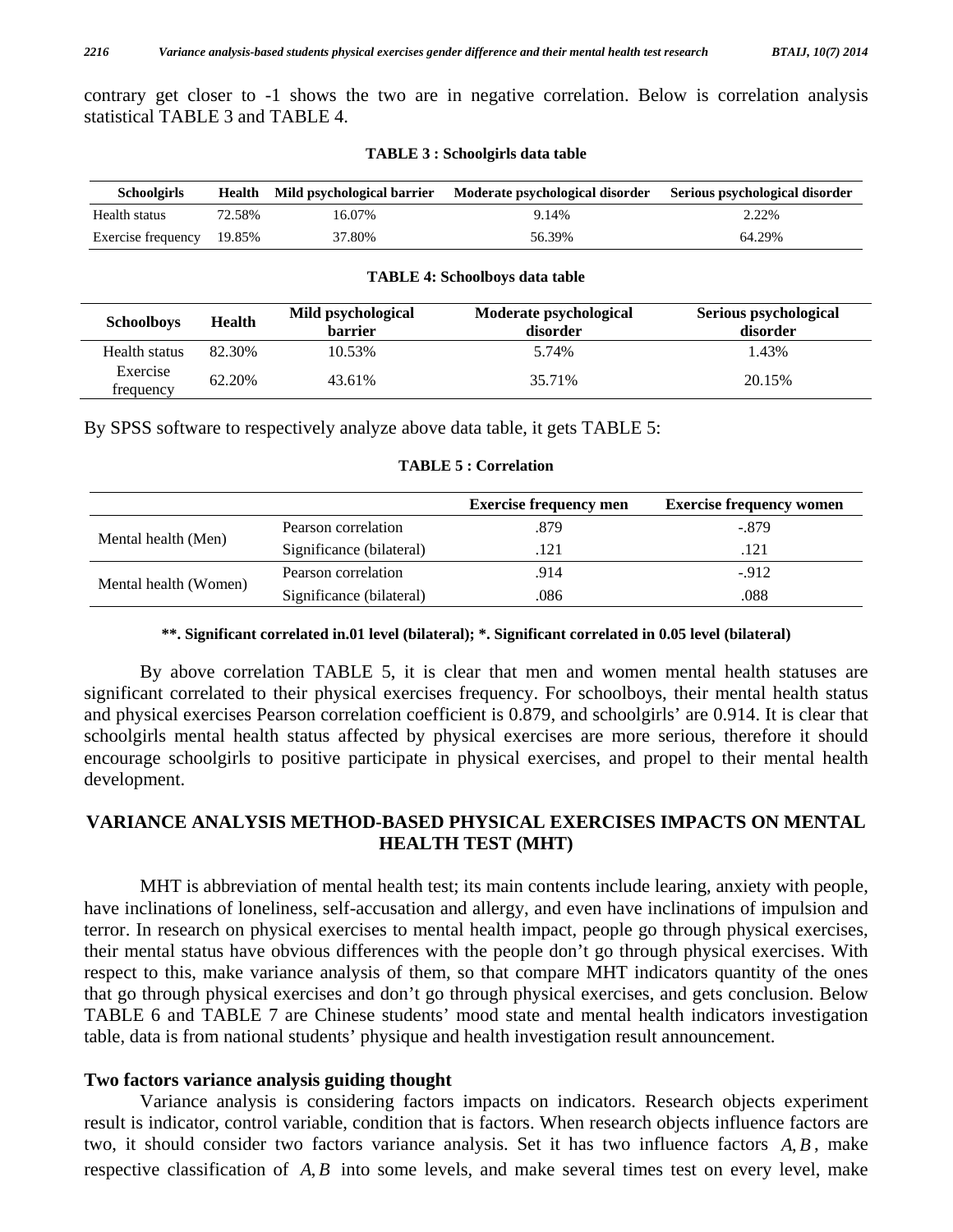contrary get closer to -1 shows the two are in negative correlation. Below is correlation analysis statistical TABLE 3 and TABLE 4.

**TABLE 3 : Schoolgirls data table**

| Schoolgirls | Health | Mild psychological barrier | Moderate psychological disorder | Serious psychological disorder |
|---|---|---|---|---|
| Health status | 72.58% | 16.07% | 9.14% | 2.22% |
| Exercise frequency | 19.85% | 37.80% | 56.39% | 64.29% |

**TABLE 4: Schoolboys data table**

| Schoolboys | Health | Mild psychological barrier | Moderate psychological disorder | Serious psychological disorder |
|---|---|---|---|---|
| Health status | 82.30% | 10.53% | 5.74% | 1.43% |
| Exercise frequency | 62.20% | 43.61% | 35.71% | 20.15% |

By SPSS software to respectively analyze above data table, it gets TABLE 5:

**TABLE 5 : Correlation**

| | | Exercise frequency men | Exercise frequency women |
|---|---|---|---|
| Mental health (Men) | Pearson correlation | .879 | -.879 |
| | Significance (bilateral) | .121 | .121 |
| Mental health (Women) | Pearson correlation | .914 | -.912 |
| | Significance (bilateral) | .086 | .088 |

**\*\*. Significant correlated in.01 level (bilateral); \*. Significant correlated in 0.05 level (bilateral)**

By above correlation TABLE 5, it is clear that men and women mental health statuses are significant correlated to their physical exercises frequency. For schoolboys, their mental health status and physical exercises Pearson correlation coefficient is 0.879, and schoolgirls' are 0.914. It is clear that schoolgirls mental health status affected by physical exercises are more serious, therefore it should encourage schoolgirls to positive participate in physical exercises, and propel to their mental health development.

## VARIANCE ANALYSIS METHOD-BASED PHYSICAL EXERCISES IMPACTS ON MENTAL HEALTH TEST (MHT)

MHT is abbreviation of mental health test; its main contents include learing, anxiety with people, have inclinations of loneliness, self-accusation and allergy, and even have inclinations of impulsion and terror. In research on physical exercises to mental health impact, people go through physical exercises, their mental status have obvious differences with the people don't go through physical exercises. With respect to this, make variance analysis of them, so that compare MHT indicators quantity of the ones that go through physical exercises and don't go through physical exercises, and gets conclusion. Below TABLE 6 and TABLE 7 are Chinese students' mood state and mental health indicators investigation table, data is from national students' physique and health investigation result announcement.

### Two factors variance analysis guiding thought

Variance analysis is considering factors impacts on indicators. Research objects experiment result is indicator, control variable, condition that is factors. When research objects influence factors are two, it should consider two factors variance analysis. Set it has two influence factors $A, B$, make respective classification of $A, B$ into some levels, and make several times test on every level, make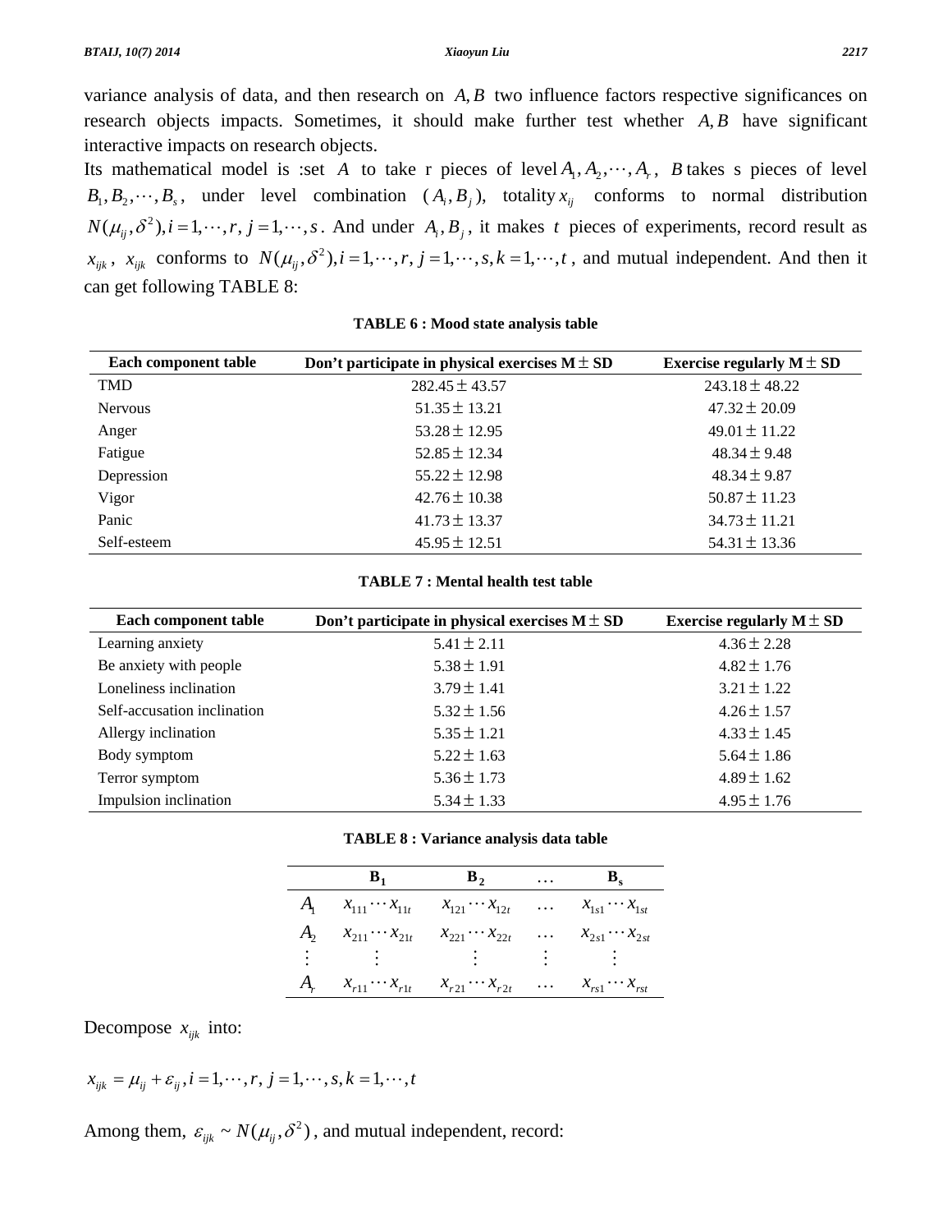variance analysis of data, and then research on $A, B$ two influence factors respective significances on research objects impacts. Sometimes, it should make further test whether $A, B$ have significant interactive impacts on research objects.

Its mathematical model is :set $A$ to take r pieces of level $A_1, A_2, \cdots, A_r$, $B$ takes s pieces of level $B_1, B_2, \cdots, B_s$, under level combination ($A_i, B_j$), totality $x_{ij}$ conforms to normal distribution $N(\mu_{ij}, \delta^2), i = 1, \cdots, r, j = 1, \cdots, s$. And under $A_i, B_j$, it makes $t$ pieces of experiments, record result as $x_{ijk}$, $x_{ijk}$ conforms to $N(\mu_{ij}, \delta^2), i = 1, \cdots, r, j = 1, \cdots, s, k = 1, \cdots, t$, and mutual independent. And then it can get following TABLE 8:

**TABLE 6 : Mood state analysis table**

| Each component table | Don't participate in physical exercises M ± SD | Exercise regularly M ± SD |
|---|---|---|
| TMD | 282.45 ± 43.57 | 243.18 ± 48.22 |
| Nervous | 51.35 ± 13.21 | 47.32 ± 20.09 |
| Anger | 53.28 ± 12.95 | 49.01 ± 11.22 |
| Fatigue | 52.85 ± 12.34 | 48.34 ± 9.48 |
| Depression | 55.22 ± 12.98 | 48.34 ± 9.87 |
| Vigor | 42.76 ± 10.38 | 50.87 ± 11.23 |
| Panic | 41.73 ± 13.37 | 34.73 ± 11.21 |
| Self-esteem | 45.95 ± 12.51 | 54.31 ± 13.36 |

**TABLE 7 : Mental health test table**

| Each component table | Don't participate in physical exercises M ± SD | Exercise regularly M ± SD |
|---|---|---|
| Learning anxiety | 5.41 ± 2.11 | 4.36 ± 2.28 |
| Be anxiety with people | 5.38 ± 1.91 | 4.82 ± 1.76 |
| Loneliness inclination | 3.79 ± 1.41 | 3.21 ± 1.22 |
| Self-accusation inclination | 5.32 ± 1.56 | 4.26 ± 1.57 |
| Allergy inclination | 5.35 ± 1.21 | 4.33 ± 1.45 |
| Body symptom | 5.22 ± 1.63 | 5.64 ± 1.86 |
| Terror symptom | 5.36 ± 1.73 | 4.89 ± 1.62 |
| Impulsion inclination | 5.34 ± 1.33 | 4.95 ± 1.76 |

**TABLE 8 : Variance analysis data table**

| | $B_1$ | $B_2$ | $\dots$ | $B_s$ |
|---|---|---|---|---|
| $A_1$ | $x_{111} \cdots x_{11t}$ | $x_{121} \cdots x_{12t}$ | $\dots$ | $x_{1s1} \cdots x_{1st}$ |
| $A_2$ | $x_{211} \cdots x_{21t}$ | $x_{221} \cdots x_{22t}$ | $\dots$ | $x_{2s1} \cdots x_{2st}$ |
| $\vdots$ | $\vdots$ | $\vdots$ | $\vdots$ | $\vdots$ |
| $A_r$ | $x_{r11} \cdots x_{r1t}$ | $x_{r21} \cdots x_{r2t}$ | $\dots$ | $x_{rs1} \cdots x_{rst}$ |

Decompose $x_{ijk}$ into:

$$x_{ijk} = \mu_{ij} + \varepsilon_{ij}, i = 1, \cdots, r, j = 1, \cdots, s, k = 1, \cdots, t$$

Among them, $\varepsilon_{ijk} \sim N(\mu_{ij}, \delta^2)$, and mutual independent, record: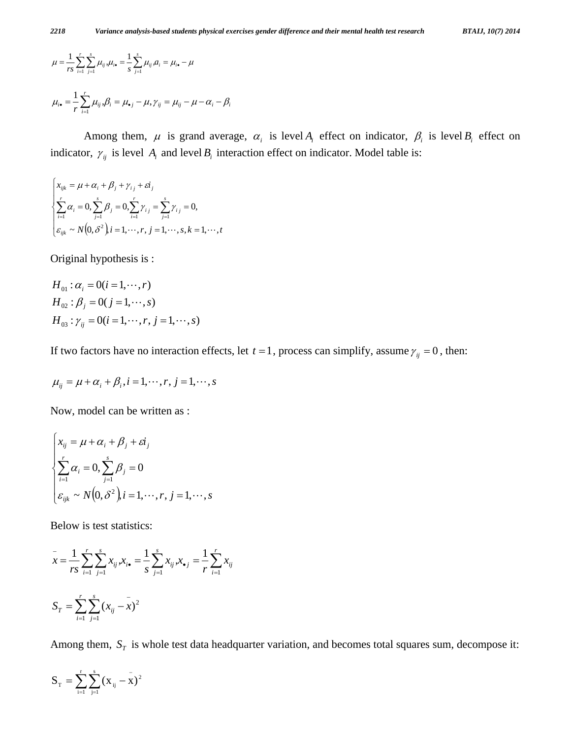$$\mu = \frac{1}{rs}\sum_{i=1}^{r}\sum_{j=1}^{s}\mu_{ij}, \mu_{i\bullet} = \frac{1}{s}\sum_{j=1}^{s}\mu_{ij}, a_i = \mu_{i\bullet} - \mu$$

$$\mu_{i\bullet} = \frac{1}{r}\sum_{i=1}^{r}\mu_{ij}, \beta_i = \mu_{\bullet j} - \mu, \gamma_{ij} = \mu_{ij} - \mu - \alpha_i - \beta_i$$

Among them, $\mu$ is grand average, $\alpha_i$ is level $A_i$ effect on indicator, $\beta_i$ is level $B_i$ effect on indicator, $\gamma_{ij}$ is level $A_i$ and level $B_i$ interaction effect on indicator. Model table is:

$$\begin{cases} x_{ijk} = \mu + \alpha_i + \beta_j + \gamma_{ij} + \varepsilon i_j \\ \sum_{i=1}^{r}\alpha_i = 0, \sum_{j=1}^{s}\beta_j = 0, \sum_{i=1}^{r}\gamma_{ij} = \sum_{j=1}^{s}\gamma_{ij} = 0, \\ \varepsilon_{ijk} \sim N(0, \delta^2), i = 1, \cdots, r, j = 1, \cdots, s, k = 1, \cdots, t \end{cases}$$

Original hypothesis is :

$$H_{01} : \alpha_i = 0 (i = 1, \cdots, r)$$
$$H_{02} : \beta_j = 0 (j = 1, \cdots, s)$$
$$H_{03} : \gamma_{ij} = 0 (i = 1, \cdots, r, j = 1, \cdots, s)$$

If two factors have no interaction effects, let $t = 1$, process can simplify, assume $\gamma_{ij} = 0$, then:

$$\mu_{ij} = \mu + \alpha_i + \beta_i, i = 1, \cdots, r, j = 1, \cdots, s$$

Now, model can be written as :

$$\begin{cases} x_{ij} = \mu + \alpha_i + \beta_j + \varepsilon i_j \\ \sum_{i=1}^{r}\alpha_i = 0, \sum_{j=1}^{s}\beta_j = 0 \\ \varepsilon_{ijk} \sim N(0, \delta^2), i = 1, \cdots, r, j = 1, \cdots, s \end{cases}$$

Below is test statistics:

$$\bar{x} = \frac{1}{rs}\sum_{i=1}^{r}\sum_{j=1}^{s}x_{ij}, x_{i\bullet} = \frac{1}{s}\sum_{j=1}^{s}x_{ij}, x_{\bullet j} = \frac{1}{r}\sum_{i=1}^{r}x_{ij}$$

$$S_T = \sum_{i=1}^{r}\sum_{j=1}^{s}(x_{ij} - \bar{x})^2$$

Among them, $S_T$ is whole test data headquarter variation, and becomes total squares sum, decompose it:

$$S_T = \sum_{i=1}^{r}\sum_{j=1}^{s}(x_{ij} - \bar{x})^2$$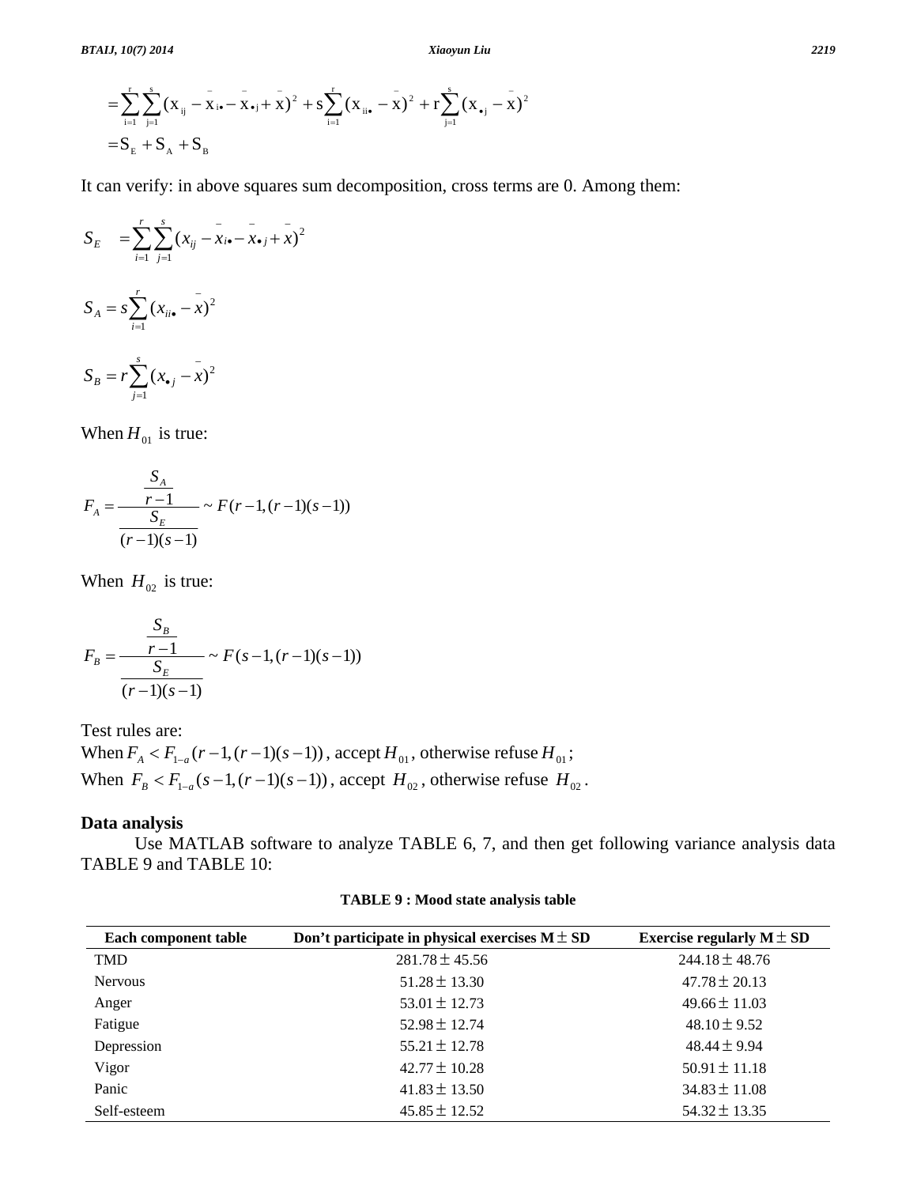$$= \sum_{i=1}^{r}\sum_{j=1}^{s}(x_{ij} - \bar{x}_{i\bullet} - \bar{x}_{\bullet j} + \bar{x})^2 + s\sum_{i=1}^{r}(x_{ii\bullet} - \bar{x})^2 + r\sum_{j=1}^{s}(x_{\bullet j} - \bar{x})^2$$

$$= S_E + S_A + S_B$$

It can verify: in above squares sum decomposition, cross terms are 0. Among them:

$$S_E = \sum_{i=1}^{r}\sum_{j=1}^{s}(x_{ij} - \bar{x}_{i\bullet} - \bar{x}_{\bullet j} + \bar{x})^2$$

$$S_A = s\sum_{i=1}^{r}(x_{ii\bullet} - \bar{x})^2$$

$$S_B = r\sum_{j=1}^{s}(x_{\bullet j} - \bar{x})^2$$

When $H_{01}$ is true:

$$F_A = \frac{\frac{S_A}{r-1}}{\frac{S_E}{(r-1)(s-1)}} \sim F(r-1,(r-1)(s-1))$$

When $H_{02}$ is true:

$$F_B = \frac{\frac{S_B}{r-1}}{\frac{S_E}{(r-1)(s-1)}} \sim F(s-1,(r-1)(s-1))$$

Test rules are:
When $F_A < F_{1-a}(r-1,(r-1)(s-1))$, accept $H_{01}$, otherwise refuse $H_{01}$;
When $F_B < F_{1-a}(s-1,(r-1)(s-1))$, accept $H_{02}$, otherwise refuse $H_{02}$.

## Data analysis

Use MATLAB software to analyze TABLE 6, 7, and then get following variance analysis data TABLE 9 and TABLE 10:

**TABLE 9 : Mood state analysis table**

| Each component table | Don't participate in physical exercises M ± SD | Exercise regularly M ± SD |
|---|---|---|
| TMD | 281.78 ± 45.56 | 244.18 ± 48.76 |
| Nervous | 51.28 ± 13.30 | 47.78 ± 20.13 |
| Anger | 53.01 ± 12.73 | 49.66 ± 11.03 |
| Fatigue | 52.98 ± 12.74 | 48.10 ± 9.52 |
| Depression | 55.21 ± 12.78 | 48.44 ± 9.94 |
| Vigor | 42.77 ± 10.28 | 50.91 ± 11.18 |
| Panic | 41.83 ± 13.50 | 34.83 ± 11.08 |
| Self-esteem | 45.85 ± 12.52 | 54.32 ± 13.35 |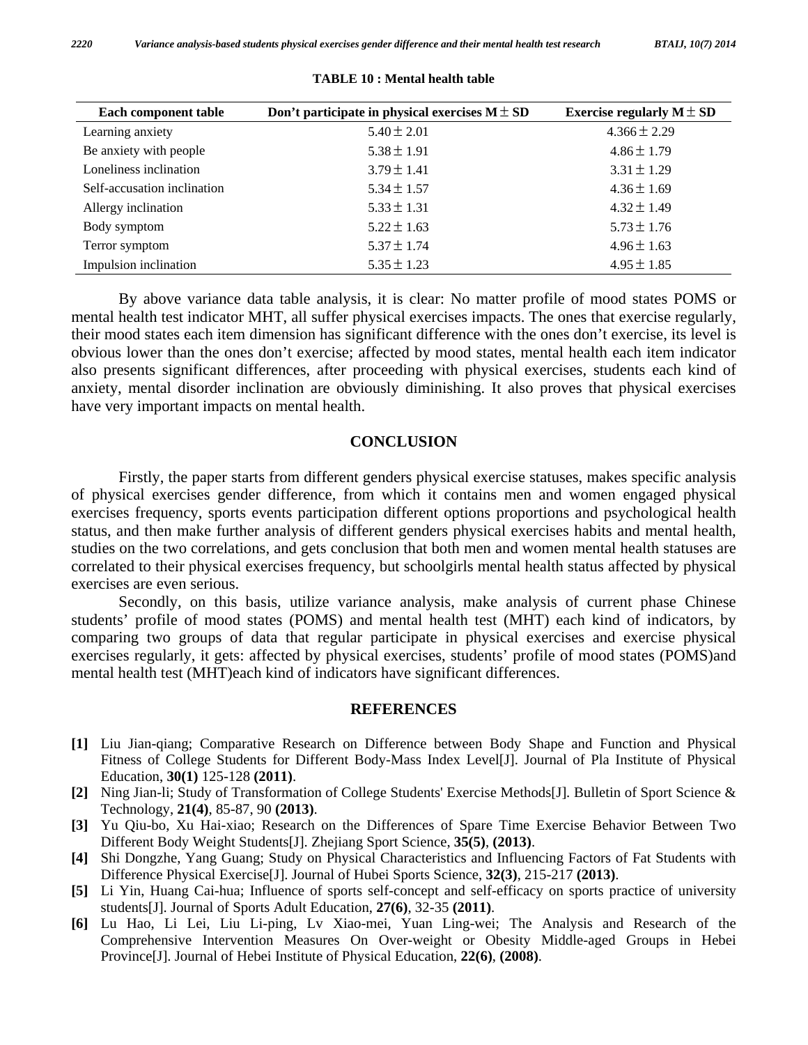**TABLE 10 : Mental health table**

| Each component table | Don't participate in physical exercises M ± SD | Exercise regularly M ± SD |
|---|---|---|
| Learning anxiety | 5.40 ± 2.01 | 4.366 ± 2.29 |
| Be anxiety with people | 5.38 ± 1.91 | 4.86 ± 1.79 |
| Loneliness inclination | 3.79 ± 1.41 | 3.31 ± 1.29 |
| Self-accusation inclination | 5.34 ± 1.57 | 4.36 ± 1.69 |
| Allergy inclination | 5.33 ± 1.31 | 4.32 ± 1.49 |
| Body symptom | 5.22 ± 1.63 | 5.73 ± 1.76 |
| Terror symptom | 5.37 ± 1.74 | 4.96 ± 1.63 |
| Impulsion inclination | 5.35 ± 1.23 | 4.95 ± 1.85 |

By above variance data table analysis, it is clear: No matter profile of mood states POMS or mental health test indicator MHT, all suffer physical exercises impacts. The ones that exercise regularly, their mood states each item dimension has significant difference with the ones don't exercise, its level is obvious lower than the ones don't exercise; affected by mood states, mental health each item indicator also presents significant differences, after proceeding with physical exercises, students each kind of anxiety, mental disorder inclination are obviously diminishing. It also proves that physical exercises have very important impacts on mental health.

## CONCLUSION

Firstly, the paper starts from different genders physical exercise statuses, makes specific analysis of physical exercises gender difference, from which it contains men and women engaged physical exercises frequency, sports events participation different options proportions and psychological health status, and then make further analysis of different genders physical exercises habits and mental health, studies on the two correlations, and gets conclusion that both men and women mental health statuses are correlated to their physical exercises frequency, but schoolgirls mental health status affected by physical exercises are even serious.

Secondly, on this basis, utilize variance analysis, make analysis of current phase Chinese students' profile of mood states (POMS) and mental health test (MHT) each kind of indicators, by comparing two groups of data that regular participate in physical exercises and exercise physical exercises regularly, it gets: affected by physical exercises, students' profile of mood states (POMS)and mental health test (MHT)each kind of indicators have significant differences.

## REFERENCES

**[1]** Liu Jian-qiang; Comparative Research on Difference between Body Shape and Function and Physical Fitness of College Students for Different Body-Mass Index Level[J]. Journal of Pla Institute of Physical Education, **30(1)** 125-128 **(2011)**.

**[2]** Ning Jian-li; Study of Transformation of College Students' Exercise Methods[J]. Bulletin of Sport Science & Technology, **21(4)**, 85-87, 90 **(2013)**.

**[3]** Yu Qiu-bo, Xu Hai-xiao; Research on the Differences of Spare Time Exercise Behavior Between Two Different Body Weight Students[J]. Zhejiang Sport Science, **35(5)**, **(2013)**.

**[4]** Shi Dongzhe, Yang Guang; Study on Physical Characteristics and Influencing Factors of Fat Students with Difference Physical Exercise[J]. Journal of Hubei Sports Science, **32(3)**, 215-217 **(2013)**.

**[5]** Li Yin, Huang Cai-hua; Influence of sports self-concept and self-efficacy on sports practice of university students[J]. Journal of Sports Adult Education, **27(6)**, 32-35 **(2011)**.

**[6]** Lu Hao, Li Lei, Liu Li-ping, Lv Xiao-mei, Yuan Ling-wei; The Analysis and Research of the Comprehensive Intervention Measures On Over-weight or Obesity Middle-aged Groups in Hebei Province[J]. Journal of Hebei Institute of Physical Education, **22(6)**, **(2008)**.